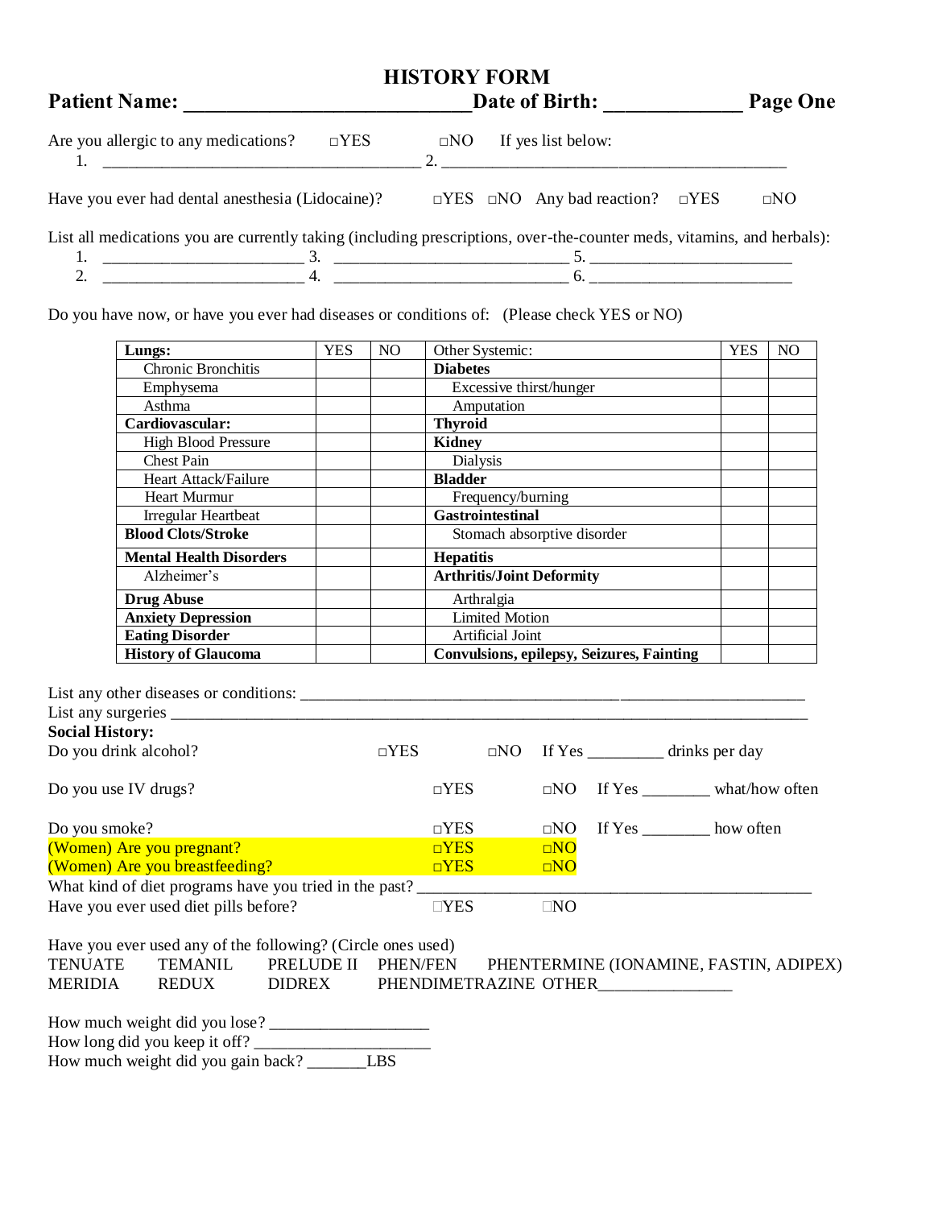# HISTORY FORM

**Patient Name: ___________________________ Date of Birth: _____________ Page One**

Are you allergic to any medications? □YES □NO If yes list below:

1. ________________________________________ 2. ___________________________________________

Have you ever had dental anesthesia (Lidocaine)? □YES □NO Any bad reaction? □YES □NO

List all medications you are currently taking (including prescriptions, over-the-counter meds, vitamins, and herbals):

1. ________________________ 3. ____________________________ 5. ________________________
2. ________________________ 4. ____________________________ 6. ________________________

Do you have now, or have you ever had diseases or conditions of: (Please check YES or NO)

| **Lungs:** | YES | NO | Other Systemic: | YES | NO |
|---|---|---|---|---|---|
| Chronic Bronchitis | | | **Diabetes** | | |
| Emphysema | | | Excessive thirst/hunger | | |
| Asthma | | | Amputation | | |
| **Cardiovascular:** | | | **Thyroid** | | |
| High Blood Pressure | | | **Kidney** | | |
| Chest Pain | | | Dialysis | | |
| Heart Attack/Failure | | | **Bladder** | | |
| Heart Murmur | | | Frequency/burning | | |
| Irregular Heartbeat | | | **Gastrointestinal** | | |
| **Blood Clots/Stroke** | | | Stomach absorptive disorder | | |
| **Mental Health Disorders** | | | **Hepatitis** | | |
| Alzheimer's | | | **Arthritis/Joint Deformity** | | |
| **Drug Abuse** | | | Arthralgia | | |
| **Anxiety Depression** | | | Limited Motion | | |
| **Eating Disorder** | | | Artificial Joint | | |
| **History of Glaucoma** | | | **Convulsions, epilepsy, Seizures, Fainting** | | |

List any other diseases or conditions: _____________________________________________________________

List any surgeries ___________________________________________________________________________

**Social History:**

Do you drink alcohol? □YES □NO If Yes _________ drinks per day

Do you use IV drugs? □YES □NO If Yes ________ what/how often

Do you smoke? □YES □NO If Yes ________ how often

(Women) Are you pregnant? □YES □NO

(Women) Are you breastfeeding? □YES □NO

What kind of diet programs have you tried in the past? _________________________________________________

Have you ever used diet pills before? □YES □NO

Have you ever used any of the following? (Circle ones used)

TENUATE TEMANIL PRELUDE II PHEN/FEN PHENTERMINE (IONAMINE, FASTIN, ADIPEX)
MERIDIA REDUX DIDREX PHENDIMETRAZINE OTHER________________

How much weight did you lose? ___________________

How long did you keep it off? _____________________

How much weight did you gain back? _______LBS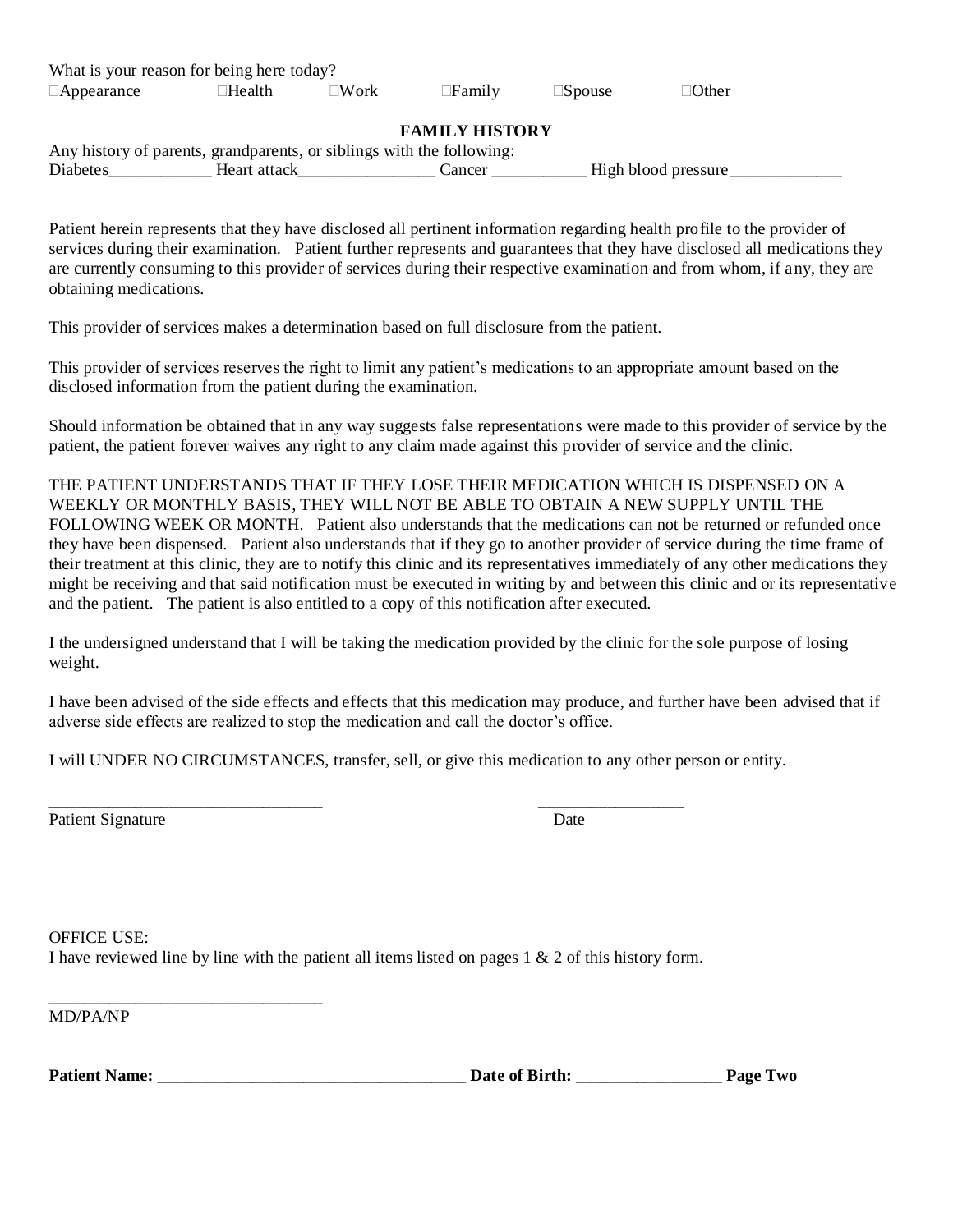What is your reason for being here today?

☐Appearance ☐Health ☐Work ☐Family ☐Spouse ☐Other

**FAMILY HISTORY**

Any history of parents, grandparents, or siblings with the following:

Diabetes____________ Heart attack________________ Cancer ___________ High blood pressure_____________

Patient herein represents that they have disclosed all pertinent information regarding health profile to the provider of services during their examination. Patient further represents and guarantees that they have disclosed all medications they are currently consuming to this provider of services during their respective examination and from whom, if any, they are obtaining medications.

This provider of services makes a determination based on full disclosure from the patient.

This provider of services reserves the right to limit any patient's medications to an appropriate amount based on the disclosed information from the patient during the examination.

Should information be obtained that in any way suggests false representations were made to this provider of service by the patient, the patient forever waives any right to any claim made against this provider of service and the clinic.

THE PATIENT UNDERSTANDS THAT IF THEY LOSE THEIR MEDICATION WHICH IS DISPENSED ON A WEEKLY OR MONTHLY BASIS, THEY WILL NOT BE ABLE TO OBTAIN A NEW SUPPLY UNTIL THE FOLLOWING WEEK OR MONTH. Patient also understands that the medications can not be returned or refunded once they have been dispensed. Patient also understands that if they go to another provider of service during the time frame of their treatment at this clinic, they are to notify this clinic and its representatives immediately of any other medications they might be receiving and that said notification must be executed in writing by and between this clinic and or its representative and the patient. The patient is also entitled to a copy of this notification after executed.

I the undersigned understand that I will be taking the medication provided by the clinic for the sole purpose of losing weight.

I have been advised of the side effects and effects that this medication may produce, and further have been advised that if adverse side effects are realized to stop the medication and call the doctor's office.

I will UNDER NO CIRCUMSTANCES, transfer, sell, or give this medication to any other person or entity.

_________________________________ _________________

Patient Signature Date

OFFICE USE:

I have reviewed line by line with the patient all items listed on pages 1 & 2 of this history form.

_________________________________

MD/PA/NP

**Patient Name: _____________________________________ Date of Birth: _________________ Page Two**